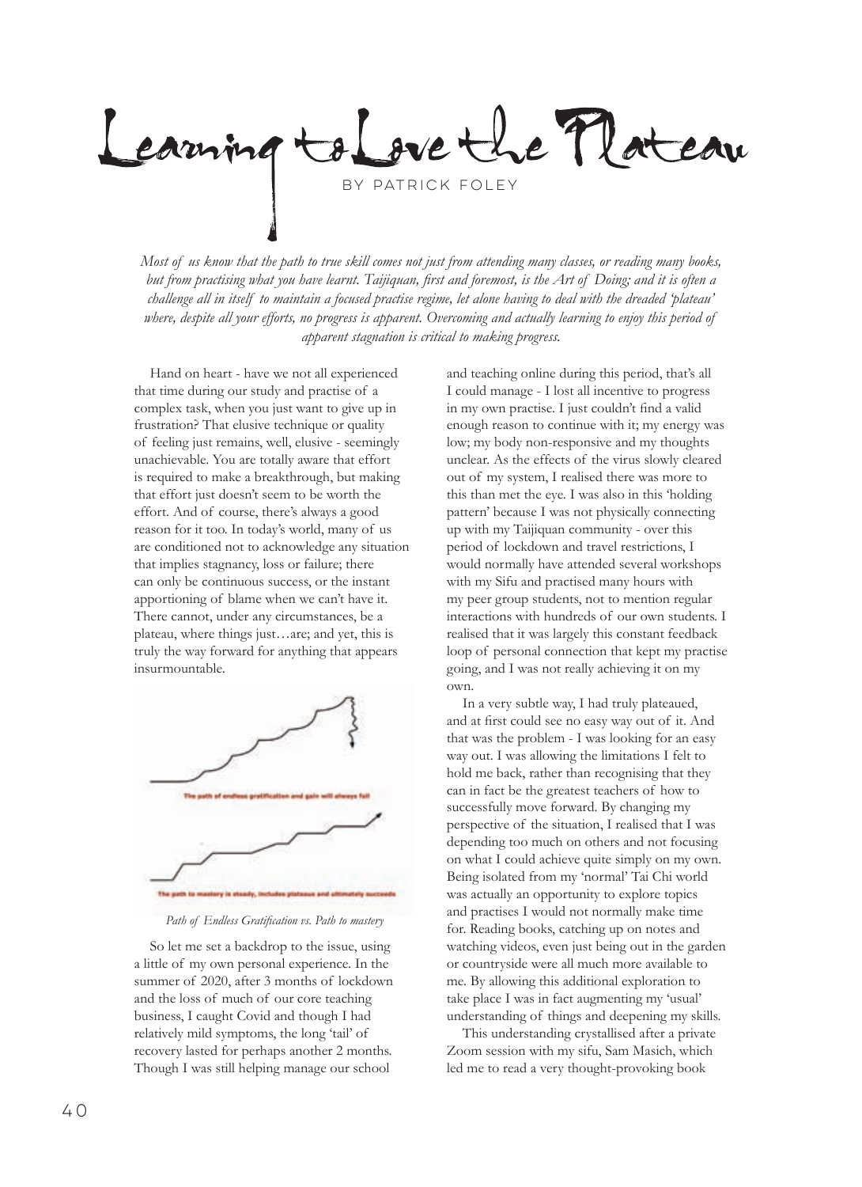# Learning to Love the Plateau

BY PATRICK FOLEY

*Most of us know that the path to true skill comes not just from attending many classes, or reading many books, but from practising what you have learnt. Taijiquan, first and foremost, is the Art of Doing; and it is often a challenge all in itself to maintain a focused practise regime, let alone having to deal with the dreaded 'plateau' where, despite all your efforts, no progress is apparent. Overcoming and actually learning to enjoy this period of apparent stagnation is critical to making progress.*

Hand on heart - have we not all experienced that time during our study and practise of a complex task, when you just want to give up in frustration? That elusive technique or quality of feeling just remains, well, elusive - seemingly unachievable. You are totally aware that effort is required to make a breakthrough, but making that effort just doesn't seem to be worth the effort. And of course, there's always a good reason for it too. In today's world, many of us are conditioned not to acknowledge any situation that implies stagnancy, loss or failure; there can only be continuous success, or the instant apportioning of blame when we can't have it. There cannot, under any circumstances, be a plateau, where things just…are; and yet, this is truly the way forward for anything that appears insurmountable.

The path of endless gratification and gain will always fail

The path to mastery is steady, includes plateaus and ultimately succeeds

*Path of Endless Gratification vs. Path to mastery*

So let me set a backdrop to the issue, using a little of my own personal experience. In the summer of 2020, after 3 months of lockdown and the loss of much of our core teaching business, I caught Covid and though I had relatively mild symptoms, the long 'tail' of recovery lasted for perhaps another 2 months. Though I was still helping manage our school and teaching online during this period, that's all I could manage - I lost all incentive to progress in my own practise. I just couldn't find a valid enough reason to continue with it; my energy was low; my body non-responsive and my thoughts unclear. As the effects of the virus slowly cleared out of my system, I realised there was more to this than met the eye. I was also in this 'holding pattern' because I was not physically connecting up with my Taijiquan community - over this period of lockdown and travel restrictions, I would normally have attended several workshops with my Sifu and practised many hours with my peer group students, not to mention regular interactions with hundreds of our own students. I realised that it was largely this constant feedback loop of personal connection that kept my practise going, and I was not really achieving it on my own.

In a very subtle way, I had truly plateaued, and at first could see no easy way out of it. And that was the problem - I was looking for an easy way out. I was allowing the limitations I felt to hold me back, rather than recognising that they can in fact be the greatest teachers of how to successfully move forward. By changing my perspective of the situation, I realised that I was depending too much on others and not focusing on what I could achieve quite simply on my own. Being isolated from my 'normal' Tai Chi world was actually an opportunity to explore topics and practises I would not normally make time for. Reading books, catching up on notes and watching videos, even just being out in the garden or countryside were all much more available to me. By allowing this additional exploration to take place I was in fact augmenting my 'usual' understanding of things and deepening my skills.

This understanding crystallised after a private Zoom session with my sifu, Sam Masich, which led me to read a very thought-provoking book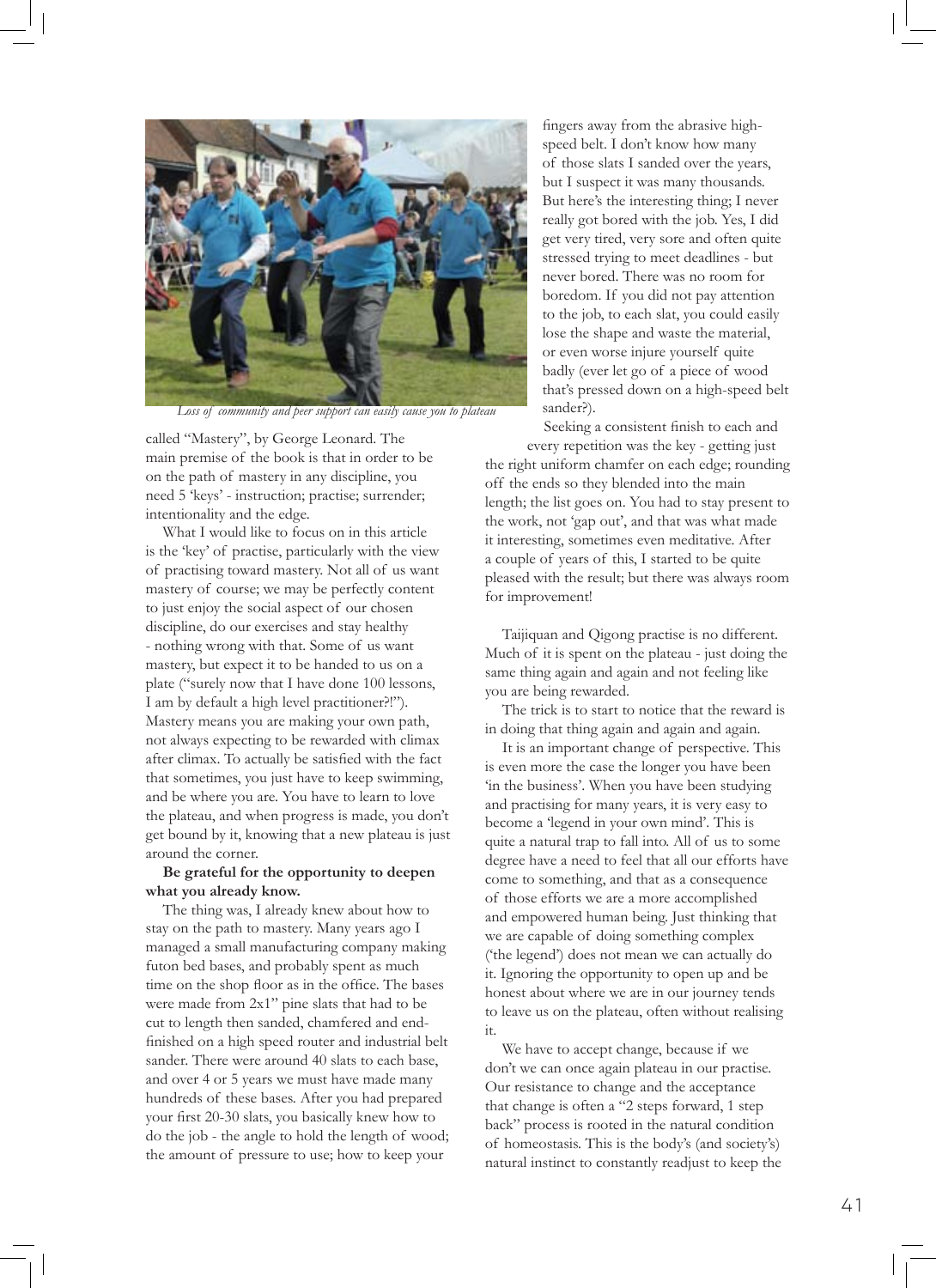*Loss of community and peer support can easily cause you to plateau*

called "Mastery", by George Leonard. The main premise of the book is that in order to be on the path of mastery in any discipline, you need 5 'keys' - instruction; practise; surrender; intentionality and the edge.

What I would like to focus on in this article is the 'key' of practise, particularly with the view of practising toward mastery. Not all of us want mastery of course; we may be perfectly content to just enjoy the social aspect of our chosen discipline, do our exercises and stay healthy - nothing wrong with that. Some of us want mastery, but expect it to be handed to us on a plate ("surely now that I have done 100 lessons, I am by default a high level practitioner?!"). Mastery means you are making your own path, not always expecting to be rewarded with climax after climax. To actually be satisfied with the fact that sometimes, you just have to keep swimming, and be where you are. You have to learn to love the plateau, and when progress is made, you don't get bound by it, knowing that a new plateau is just around the corner.

**Be grateful for the opportunity to deepen what you already know.**

The thing was, I already knew about how to stay on the path to mastery. Many years ago I managed a small manufacturing company making futon bed bases, and probably spent as much time on the shop floor as in the office. The bases were made from 2x1" pine slats that had to be cut to length then sanded, chamfered and end-finished on a high speed router and industrial belt sander. There were around 40 slats to each base, and over 4 or 5 years we must have made many hundreds of these bases. After you had prepared your first 20-30 slats, you basically knew how to do the job - the angle to hold the length of wood; the amount of pressure to use; how to keep your fingers away from the abrasive high-speed belt. I don't know how many of those slats I sanded over the years, but I suspect it was many thousands. But here's the interesting thing; I never really got bored with the job. Yes, I did get very tired, very sore and often quite stressed trying to meet deadlines - but never bored. There was no room for boredom. If you did not pay attention to the job, to each slat, you could easily lose the shape and waste the material, or even worse injure yourself quite badly (ever let go of a piece of wood that's pressed down on a high-speed belt sander?).

Seeking a consistent finish to each and every repetition was the key - getting just the right uniform chamfer on each edge; rounding off the ends so they blended into the main length; the list goes on. You had to stay present to the work, not 'gap out', and that was what made it interesting, sometimes even meditative. After a couple of years of this, I started to be quite pleased with the result; but there was always room for improvement!

Taijiquan and Qigong practise is no different. Much of it is spent on the plateau - just doing the same thing again and again and not feeling like you are being rewarded.

The trick is to start to notice that the reward is in doing that thing again and again and again.

It is an important change of perspective. This is even more the case the longer you have been 'in the business'. When you have been studying and practising for many years, it is very easy to become a 'legend in your own mind'. This is quite a natural trap to fall into. All of us to some degree have a need to feel that all our efforts have come to something, and that as a consequence of those efforts we are a more accomplished and empowered human being. Just thinking that we are capable of doing something complex ('the legend') does not mean we can actually do it. Ignoring the opportunity to open up and be honest about where we are in our journey tends to leave us on the plateau, often without realising it.

We have to accept change, because if we don't we can once again plateau in our practise. Our resistance to change and the acceptance that change is often a "2 steps forward, 1 step back" process is rooted in the natural condition of homeostasis. This is the body's (and society's) natural instinct to constantly readjust to keep the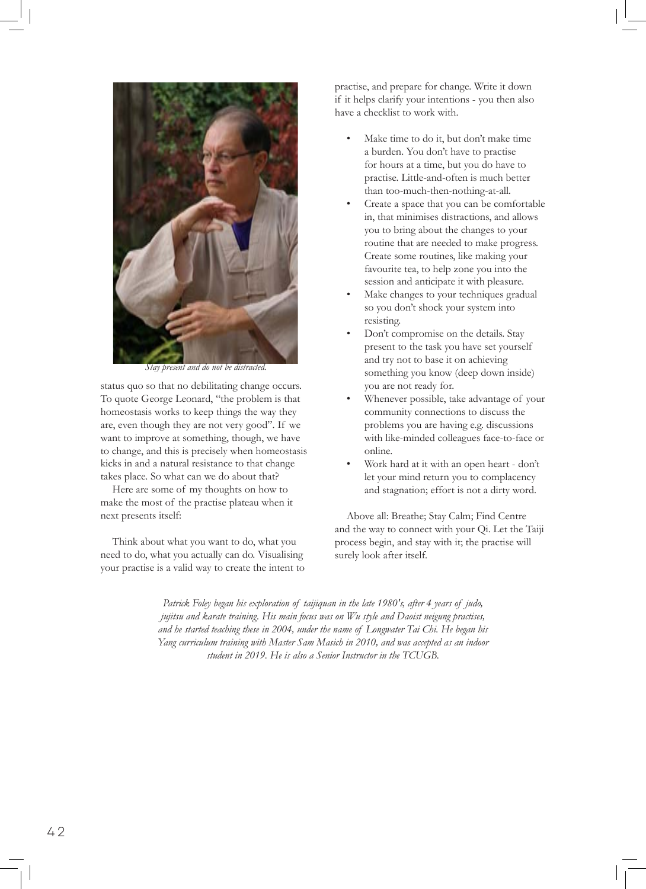*Stay present and do not be distracted.*

status quo so that no debilitating change occurs. To quote George Leonard, "the problem is that homeostasis works to keep things the way they are, even though they are not very good". If we want to improve at something, though, we have to change, and this is precisely when homeostasis kicks in and a natural resistance to that change takes place. So what can we do about that?

Here are some of my thoughts on how to make the most of the practise plateau when it next presents itself:

Think about what you want to do, what you need to do, what you actually can do. Visualising your practise is a valid way to create the intent to practise, and prepare for change. Write it down if it helps clarify your intentions - you then also have a checklist to work with.

- Make time to do it, but don't make time a burden. You don't have to practise for hours at a time, but you do have to practise. Little-and-often is much better than too-much-then-nothing-at-all.
- Create a space that you can be comfortable in, that minimises distractions, and allows you to bring about the changes to your routine that are needed to make progress. Create some routines, like making your favourite tea, to help zone you into the session and anticipate it with pleasure.
- Make changes to your techniques gradual so you don't shock your system into resisting.
- Don't compromise on the details. Stay present to the task you have set yourself and try not to base it on achieving something you know (deep down inside) you are not ready for.
- Whenever possible, take advantage of your community connections to discuss the problems you are having e.g. discussions with like-minded colleagues face-to-face or online.
- Work hard at it with an open heart - don't let your mind return you to complacency and stagnation; effort is not a dirty word.

Above all: Breathe; Stay Calm; Find Centre and the way to connect with your Qi. Let the Taiji process begin, and stay with it; the practise will surely look after itself.

*Patrick Foley began his exploration of taijiquan in the late 1980's, after 4 years of judo, jujitsu and karate training. His main focus was on Wu style and Daoist neigung practises, and he started teaching these in 2004, under the name of Longwater Tai Chi. He began his Yang curriculum training with Master Sam Masich in 2010, and was accepted as an indoor student in 2019. He is also a Senior Instructor in the TCUGB.*